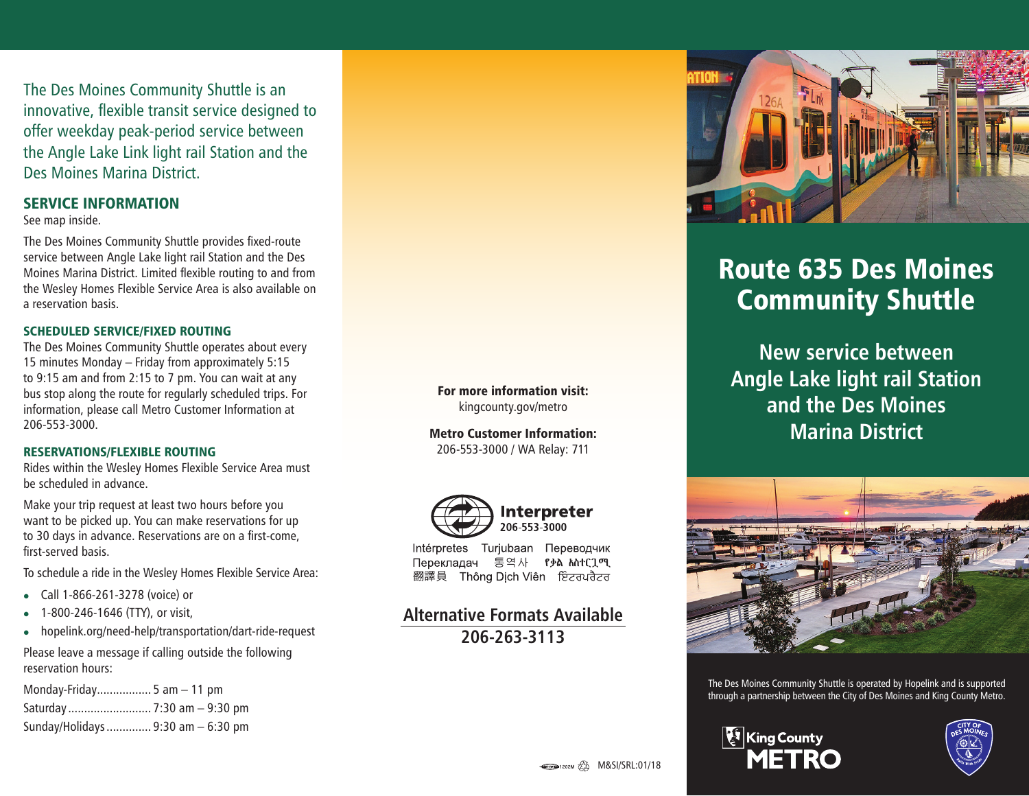The Des Moines Community Shuttle is an innovative, flexible transit service designed to offer weekday peak-period service between the Angle Lake Link light rail Station and the Des Moines Marina District.

## SERVICE INFORMATION

See map inside.

The Des Moines Community Shuttle provides fixed-route service between Angle Lake light rail Station and the Des Moines Marina District. Limited flexible routing to and from the Wesley Homes Flexible Service Area is also available on a reservation basis.

### SCHEDULED SERVICE/FIXED ROUTING

The Des Moines Community Shuttle operates about every 15 minutes Monday – Friday from approximately 5:15 to 9:15 am and from 2:15 to 7 pm. You can wait at any bus stop along the route for regularly scheduled trips. For information, please call Metro Customer Information at 206-553-3000.

### RESERVATIONS/FLEXIBLE ROUTING

Rides within the Wesley Homes Flexible Service Area must be scheduled in advance.

Make your trip request at least two hours before you want to be picked up. You can make reservations for up to 30 days in advance. Reservations are on a first-come, first-served basis.

To schedule a ride in the Wesley Homes Flexible Service Area:

- Call 1-866-261-3278 (voice) or
- 1-800-246-1646 (TTY), or visit,
- hopelink.org/need-help/transportation/dart-ride-request

Please leave a message if calling outside the following reservation hours:

Monday-Friday................. 5 am – 11 pm
Saturday.......................... 7:30 am – 9:30 pm
Sunday/Holidays.............. 9:30 am – 6:30 pm

**For more information visit:**
kingcounty.gov/metro

**Metro Customer Information:**
206-553-3000 / WA Relay: 711

**Interpreter**
**206-553-3000**

Intérpretes Turjubaan Переводчик
Перекладач 통역사 የቃል አስተርጓሚ
翻譯員 Thông Dịch Viên ਇੰਟਰਪ੍ਰੈਟਰ

**Alternative Formats Available**
**206-263-3113**

1202M M&SI/SRL:01/18

# Route 635 Des Moines Community Shuttle

## New service between Angle Lake light rail Station and the Des Moines Marina District

The Des Moines Community Shuttle is operated by Hopelink and is supported through a partnership between the City of Des Moines and King County Metro.

King County METRO

CITY OF DES MOINES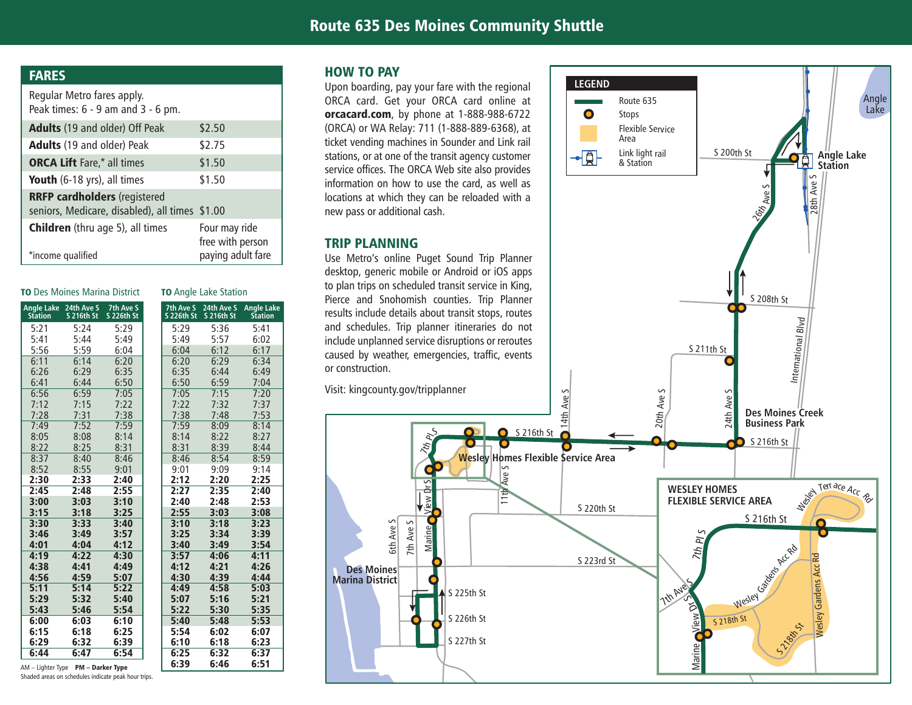# Route 635 Des Moines Community Shuttle

## FARES

Regular Metro fares apply.
Peak times: 6 - 9 am and 3 - 6 pm.

| | |
|---|---|
| **Adults** (19 and older) Off Peak | $2.50 |
| **Adults** (19 and older) Peak | $2.75 |
| **ORCA Lift** Fare,* all times | $1.50 |
| **Youth** (6-18 yrs), all times | $1.50 |
| **RRFP cardholders** (registered seniors, Medicare, disabled), all times | $1.00 |
| **Children** (thru age 5), all times | Four may ride free with person paying adult fare |

*income qualified

### TO Des Moines Marina District

| Angle Lake Station | 24th Ave S S 216th St | 7th Ave S S 226th St |
|---|---|---|
| 5:21 | 5:24 | 5:29 |
| 5:41 | 5:44 | 5:49 |
| 5:56 | 5:59 | 6:04 |
| 6:11 | 6:14 | 6:20 |
| 6:26 | 6:29 | 6:35 |
| 6:41 | 6:44 | 6:50 |
| 6:56 | 6:59 | 7:05 |
| 7:12 | 7:15 | 7:22 |
| 7:28 | 7:31 | 7:38 |
| 7:49 | 7:52 | 7:59 |
| 8:05 | 8:08 | 8:14 |
| 8:22 | 8:25 | 8:31 |
| 8:37 | 8:40 | 8:46 |
| 8:52 | 8:55 | 9:01 |
| **2:30** | **2:33** | **2:40** |
| **2:45** | **2:48** | **2:55** |
| **3:00** | **3:03** | **3:10** |
| **3:15** | **3:18** | **3:25** |
| **3:30** | **3:33** | **3:40** |
| **3:46** | **3:49** | **3:57** |
| **4:01** | **4:04** | **4:12** |
| **4:19** | **4:22** | **4:30** |
| **4:38** | **4:41** | **4:49** |
| **4:56** | **4:59** | **5:07** |
| **5:11** | **5:14** | **5:22** |
| **5:29** | **5:32** | **5:40** |
| **5:43** | **5:46** | **5:54** |
| **6:00** | **6:03** | **6:10** |
| **6:15** | **6:18** | **6:25** |
| **6:29** | **6:32** | **6:39** |
| **6:44** | **6:47** | **6:54** |

### TO Angle Lake Station

| 7th Ave S S 226th St | 24th Ave S S 216th St | Angle Lake Station |
|---|---|---|
| 5:29 | 5:36 | 5:41 |
| 5:49 | 5:57 | 6:02 |
| 6:04 | 6:12 | 6:17 |
| 6:20 | 6:29 | 6:34 |
| 6:35 | 6:44 | 6:49 |
| 6:50 | 6:59 | 7:04 |
| 7:05 | 7:15 | 7:20 |
| 7:22 | 7:32 | 7:37 |
| 7:38 | 7:48 | 7:53 |
| 7:59 | 8:09 | 8:14 |
| 8:14 | 8:22 | 8:27 |
| 8:31 | 8:39 | 8:44 |
| 8:46 | 8:54 | 8:59 |
| 9:01 | 9:09 | 9:14 |
| **2:12** | **2:20** | **2:25** |
| **2:27** | **2:35** | **2:40** |
| **2:40** | **2:48** | **2:53** |
| **2:55** | **3:03** | **3:08** |
| **3:10** | **3:18** | **3:23** |
| **3:25** | **3:34** | **3:39** |
| **3:40** | **3:49** | **3:54** |
| **3:57** | **4:06** | **4:11** |
| **4:12** | **4:21** | **4:26** |
| **4:30** | **4:39** | **4:44** |
| **4:49** | **4:58** | **5:03** |
| **5:07** | **5:16** | **5:21** |
| **5:22** | **5:30** | **5:35** |
| **5:40** | **5:48** | **5:53** |
| **5:54** | **6:02** | **6:07** |
| **6:10** | **6:18** | **6:23** |
| **6:25** | **6:32** | **6:37** |
| **6:39** | **6:46** | **6:51** |

AM – Lighter Type **PM – Darker Type**
Shaded areas on schedules indicate peak hour trips.

## HOW TO PAY

Upon boarding, pay your fare with the regional ORCA card. Get your ORCA card online at **orcacard.com**, by phone at 1-888-988-6722 (ORCA) or WA Relay: 711 (1-888-889-6368), at ticket vending machines in Sounder and Link rail stations, or at one of the transit agency customer service offices. The ORCA Web site also provides information on how to use the card, as well as locations at which they can be reloaded with a new pass or additional cash.

## TRIP PLANNING

Use Metro's online Puget Sound Trip Planner desktop, generic mobile or Android or iOS apps to plan trips on scheduled transit service in King, Pierce and Snohomish counties. Trip planner results include details about transit stops, routes and schedules. Trip planner itineraries do not include unplanned service disruptions or reroutes caused by weather, emergencies, traffic, events or construction.

Visit: kingcounty.gov/tripplanner

LEGEND
Route 635
Stops
Flexible Service Area
Link light rail & Station

Angle Lake
Angle Lake Station
S 200th St
26th Ave S
28th Ave S
S 208th St
S 211th St
International Blvd
14th Ave S
20th Ave S
24th Ave S
Des Moines Creek Business Park
S 216th St
7th Pl S
Wesley Homes Flexible Service Area
11th Ave S
S 220th St
S 223rd St
Marine View Dr S
6th Ave S
7th Ave S
Des Moines Marina District
S 225th St
S 226th St
S 227th St

WESLEY HOMES FLEXIBLE SERVICE AREA
Wesley Terrace Acc Rd
S 216th St
7th Pl S
7th Ave S
Wesley Gardens Acc Rd
S 218th St
Marine View Dr S